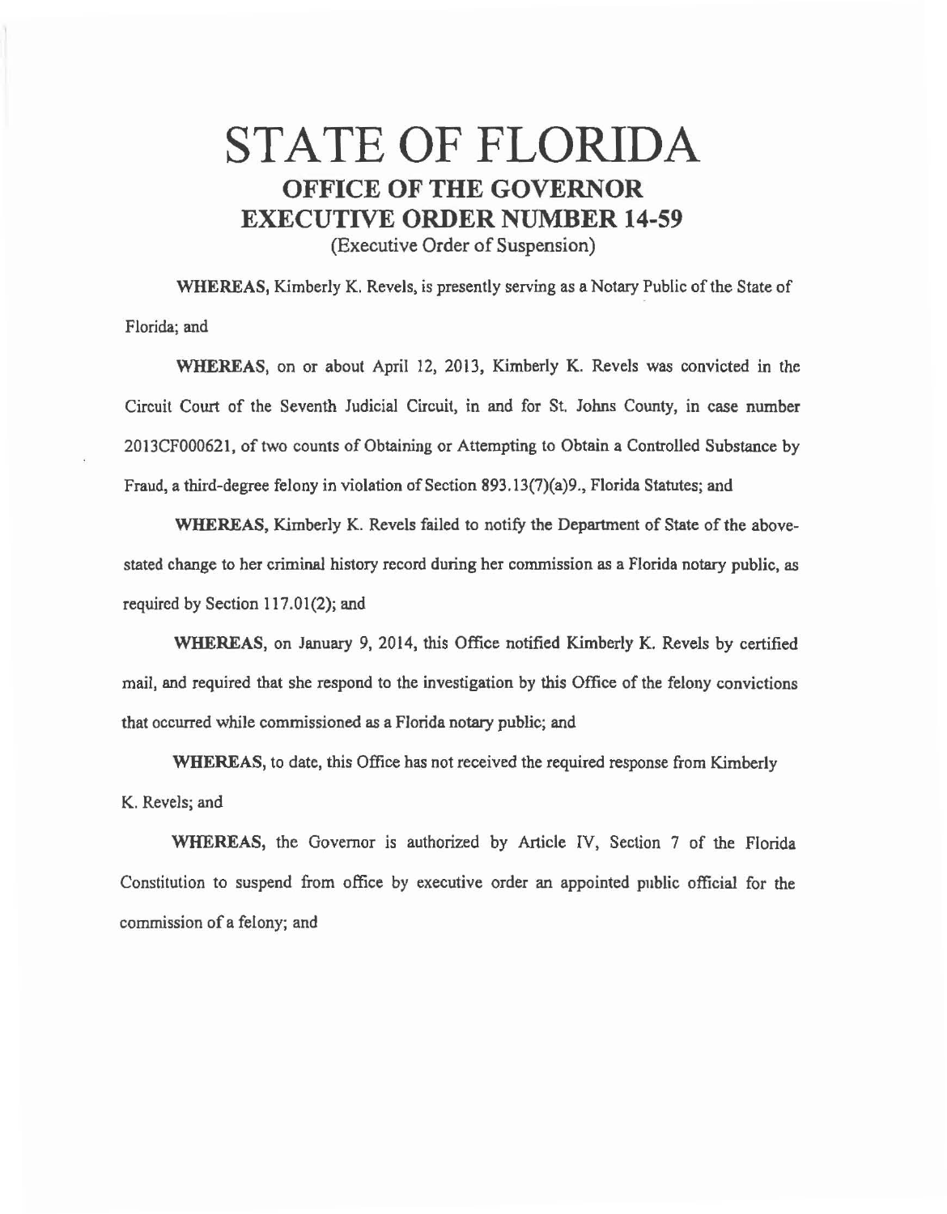# STATE OF FLORIDA

## OFFICE OF THE GOVERNOR

## EXECUTIVE ORDER NUMBER 14-59

(Executive Order of Suspension)

**WHEREAS,** Kimberly K. Revels, is presently serving as a Notary Public of the State of Florida; and

**WHEREAS,** on or about April 12, 2013, Kimberly K. Revels was convicted in the Circuit Court of the Seventh Judicial Circuit, in and for St. Johns County, in case number 2013CF000621, of two counts of Obtaining or Attempting to Obtain a Controlled Substance by Fraud, a third-degree felony in violation of Section 893.13(7)(a)9., Florida Statutes; and

**WHEREAS,** Kimberly K. Revels failed to notify the Department of State of the above-stated change to her criminal history record during her commission as a Florida notary public, as required by Section 117.01(2); and

**WHEREAS,** on January 9, 2014, this Office notified Kimberly K. Revels by certified mail, and required that she respond to the investigation by this Office of the felony convictions that occurred while commissioned as a Florida notary public; and

**WHEREAS,** to date, this Office has not received the required response from Kimberly K. Revels; and

**WHEREAS,** the Governor is authorized by Article IV, Section 7 of the Florida Constitution to suspend from office by executive order an appointed public official for the commission of a felony; and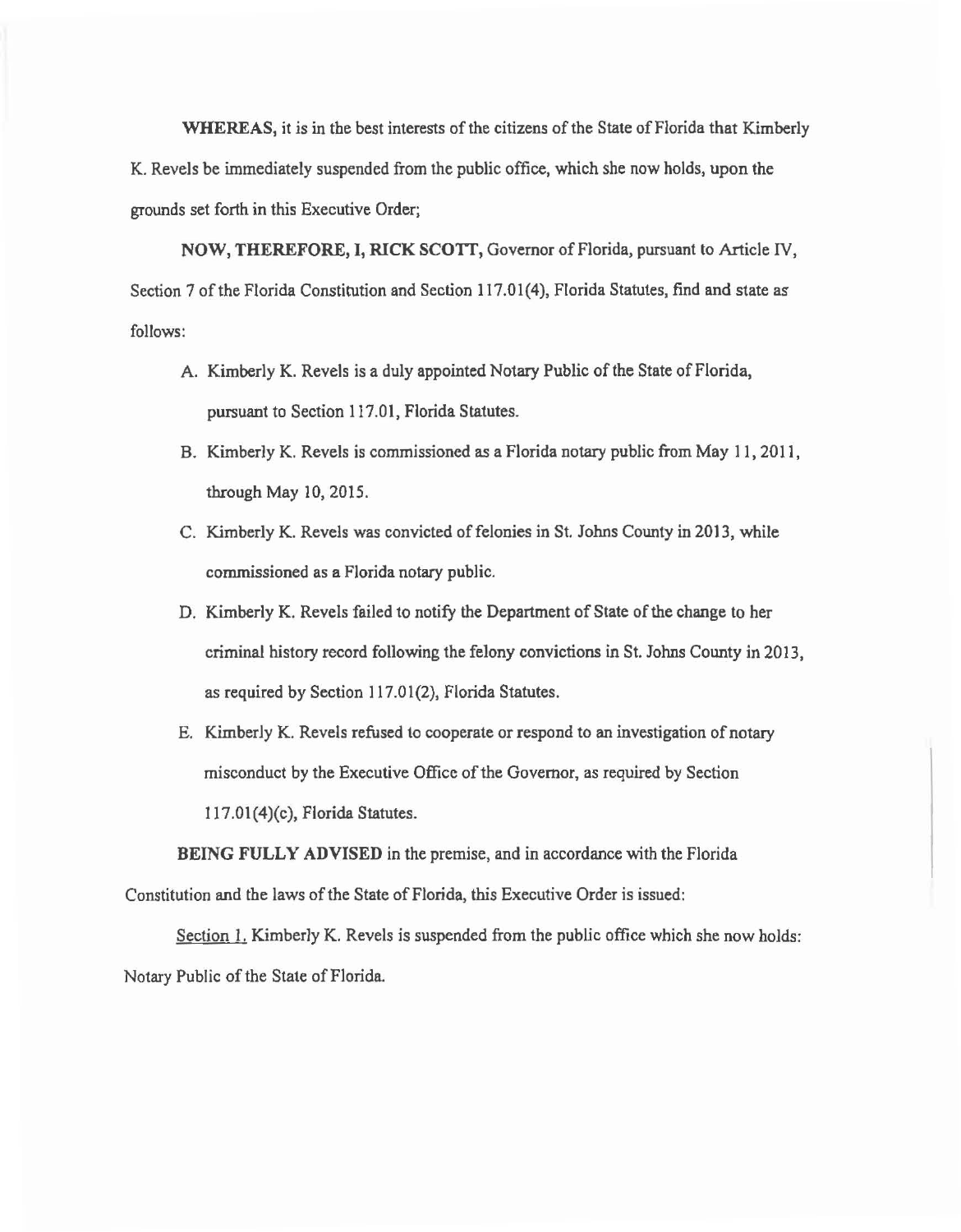**WHEREAS,** it is in the best interests of the citizens of the State of Florida that Kimberly K. Revels be immediately suspended from the public office, which she now holds, upon the grounds set forth in this Executive Order;

**NOW, THEREFORE, I, RICK SCOTT,** Governor of Florida, pursuant to Article IV, Section 7 of the Florida Constitution and Section 117.01(4), Florida Statutes, find and state as follows:

A. Kimberly K. Revels is a duly appointed Notary Public of the State of Florida, pursuant to Section 117.01, Florida Statutes.

B. Kimberly K. Revels is commissioned as a Florida notary public from May 11, 2011, through May 10, 2015.

C. Kimberly K. Revels was convicted of felonies in St. Johns County in 2013, while commissioned as a Florida notary public.

D. Kimberly K. Revels failed to notify the Department of State of the change to her criminal history record following the felony convictions in St. Johns County in 2013, as required by Section 117.01(2), Florida Statutes.

E. Kimberly K. Revels refused to cooperate or respond to an investigation of notary misconduct by the Executive Office of the Governor, as required by Section 117.01(4)(c), Florida Statutes.

**BEING FULLY ADVISED** in the premise, and in accordance with the Florida Constitution and the laws of the State of Florida, this Executive Order is issued:

Section 1. Kimberly K. Revels is suspended from the public office which she now holds: Notary Public of the State of Florida.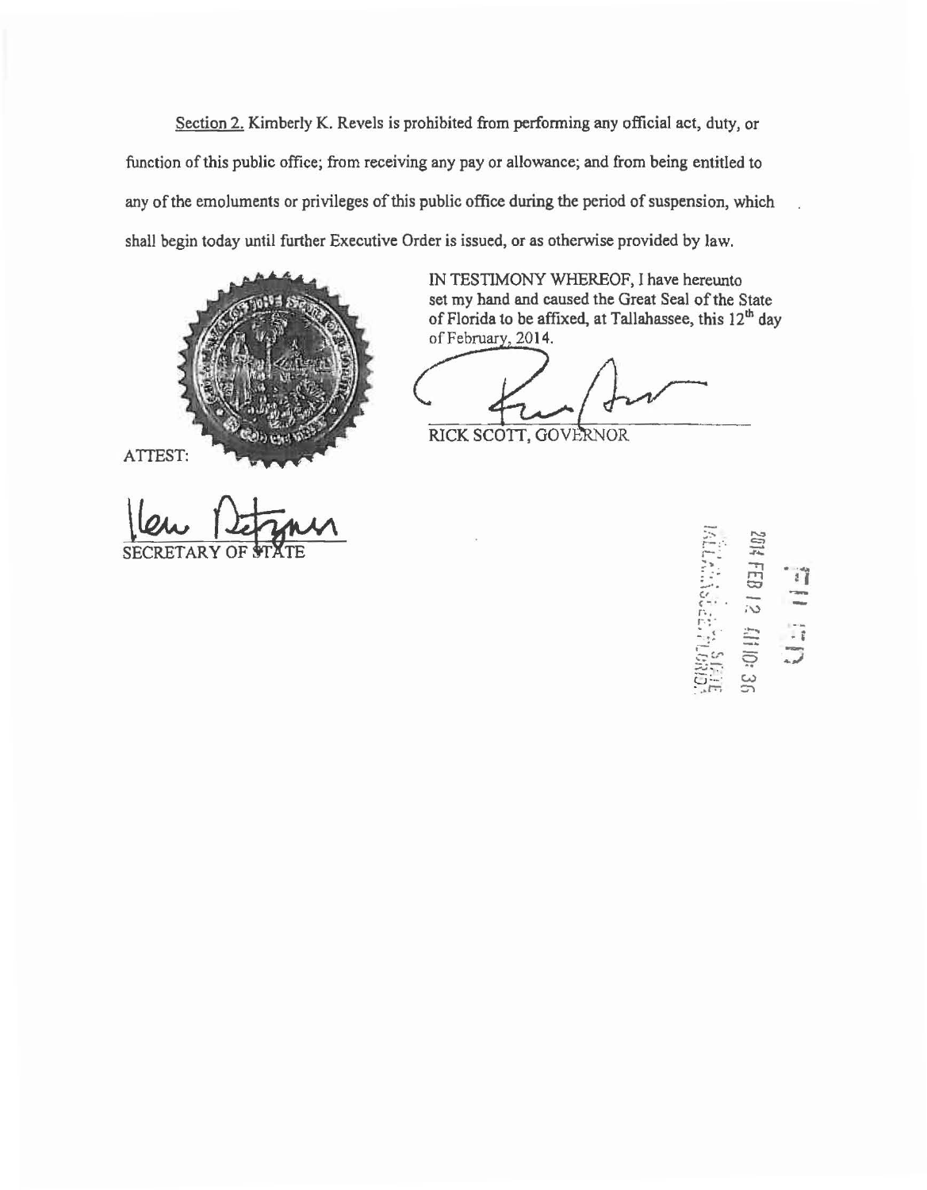Section 2. Kimberly K. Revels is prohibited from performing any official act, duty, or function of this public office; from receiving any pay or allowance; and from being entitled to any of the emoluments or privileges of this public office during the period of suspension, which shall begin today until further Executive Order is issued, or as otherwise provided by law.

IN TESTIMONY WHEREOF, I have hereunto set my hand and caused the Great Seal of the State of Florida to be affixed, at Tallahassee, this 12th day of February, 2014.

RICK SCOTT, GOVERNOR

ATTEST:

SECRETARY OF STATE

FILED

2014 FEB 12 AM 10: 36

TALLAHASSEE, FLORIDA